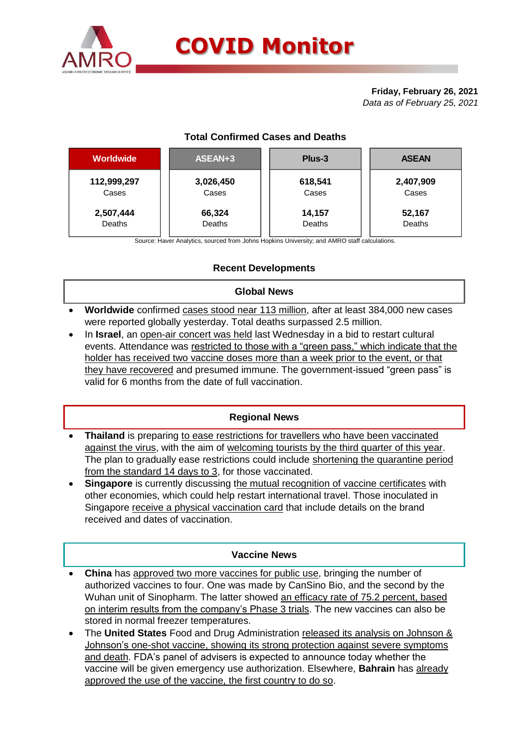# COVID Monitor

**Friday, February 26, 2021**
*Data as of February 25, 2021*

## Total Confirmed Cases and Deaths

| Worldwide | ASEAN+3 | Plus-3 | ASEAN |
|---|---|---|---|
| **112,999,297** Cases | **3,026,450** Cases | **618,541** Cases | **2,407,909** Cases |
| **2,507,444** Deaths | **66,324** Deaths | **14,157** Deaths | **52,167** Deaths |

Source: Haver Analytics, sourced from Johns Hopkins University; and AMRO staff calculations.

## Recent Developments

### Global News

- **Worldwide** confirmed cases stood near 113 million, after at least 384,000 new cases were reported globally yesterday. Total deaths surpassed 2.5 million.
- In **Israel**, an open-air concert was held last Wednesday in a bid to restart cultural events. Attendance was restricted to those with a "green pass," which indicate that the holder has received two vaccine doses more than a week prior to the event, or that they have recovered and presumed immune. The government-issued "green pass" is valid for 6 months from the date of full vaccination.

### Regional News

- **Thailand** is preparing to ease restrictions for travellers who have been vaccinated against the virus, with the aim of welcoming tourists by the third quarter of this year. The plan to gradually ease restrictions could include shortening the quarantine period from the standard 14 days to 3, for those vaccinated.
- **Singapore** is currently discussing the mutual recognition of vaccine certificates with other economies, which could help restart international travel. Those inoculated in Singapore receive a physical vaccination card that include details on the brand received and dates of vaccination.

### Vaccine News

- **China** has approved two more vaccines for public use, bringing the number of authorized vaccines to four. One was made by CanSino Bio, and the second by the Wuhan unit of Sinopharm. The latter showed an efficacy rate of 75.2 percent, based on interim results from the company's Phase 3 trials. The new vaccines can also be stored in normal freezer temperatures.
- The **United States** Food and Drug Administration released its analysis on Johnson & Johnson's one-shot vaccine, showing its strong protection against severe symptoms and death. FDA's panel of advisers is expected to announce today whether the vaccine will be given emergency use authorization. Elsewhere, **Bahrain** has already approved the use of the vaccine, the first country to do so.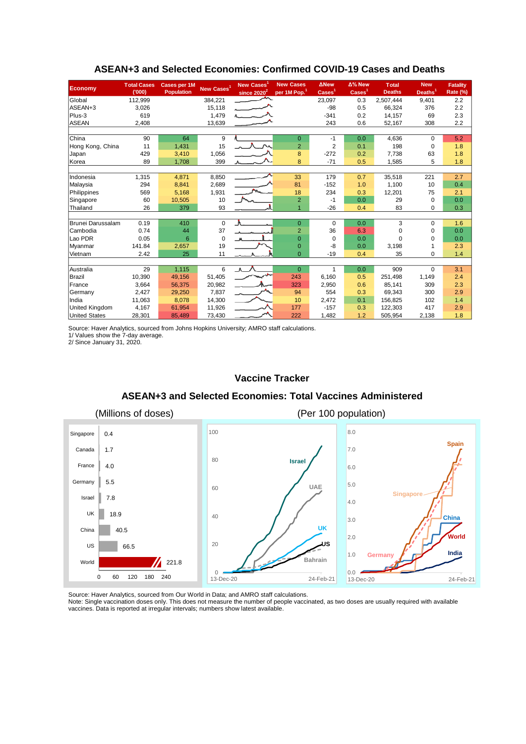## ASEAN+3 and Selected Economies: Confirmed COVID-19 Cases and Deaths

| Economy | Total Cases ('000) | Cases per 1M Population | New Cases[1] | New Cases[1] since 2020[2] | New Cases per 1M Pop.[1] | ΔNew Cases[1] | Δ% New Cases[1] | Total Deaths | New Deaths[1] | Fatality Rate (%) |
|---|---|---|---|---|---|---|---|---|---|---|
| Global | 112,999 | | 384,221 | | | 23,097 | 0.3 | 2,507,444 | 9,401 | 2.2 |
| ASEAN+3 | 3,026 | | 15,118 | | | -98 | 0.5 | 66,324 | 376 | 2.2 |
| Plus-3 | 619 | | 1,479 | | | -341 | 0.2 | 14,157 | 69 | 2.3 |
| ASEAN | 2,408 | | 13,639 | | | 243 | 0.6 | 52,167 | 308 | 2.2 |
| | | | | | | | | | | |
| China | 90 | 64 | 9 | | 0 | -1 | 0.0 | 4,636 | 0 | 5.2 |
| Hong Kong, China | 11 | 1,431 | 15 | | 2 | 2 | 0.1 | 198 | 0 | 1.8 |
| Japan | 429 | 3,410 | 1,056 | | 8 | -272 | 0.2 | 7,738 | 63 | 1.8 |
| Korea | 89 | 1,708 | 399 | | 8 | -71 | 0.5 | 1,585 | 5 | 1.8 |
| | | | | | | | | | | |
| Indonesia | 1,315 | 4,871 | 8,850 | | 33 | 179 | 0.7 | 35,518 | 221 | 2.7 |
| Malaysia | 294 | 8,841 | 2,689 | | 81 | -152 | 1.0 | 1,100 | 10 | 0.4 |
| Philippines | 569 | 5,168 | 1,931 | | 18 | 234 | 0.3 | 12,201 | 75 | 2.1 |
| Singapore | 60 | 10,505 | 10 | | 2 | -1 | 0.0 | 29 | 0 | 0.0 |
| Thailand | 26 | 379 | 93 | | 1 | -26 | 0.4 | 83 | 0 | 0.3 |
| | | | | | | | | | | |
| Brunei Darussalam | 0.19 | 410 | 0 | | 0 | 0 | 0.0 | 3 | 0 | 1.6 |
| Cambodia | 0.74 | 44 | 37 | | 2 | 36 | 6.3 | 0 | 0 | 0.0 |
| Lao PDR | 0.05 | 6 | 0 | | 0 | 0 | 0.0 | 0 | 0 | 0.0 |
| Myanmar | 141.84 | 2,657 | 19 | | 0 | -8 | 0.0 | 3,198 | 1 | 2.3 |
| Vietnam | 2.42 | 25 | 11 | | 0 | -19 | 0.4 | 35 | 0 | 1.4 |
| | | | | | | | | | | |
| Australia | 29 | 1,115 | 6 | | 0 | 1 | 0.0 | 909 | 0 | 3.1 |
| Brazil | 10,390 | 49,156 | 51,405 | | 243 | 6,160 | 0.5 | 251,498 | 1,149 | 2.4 |
| France | 3,664 | 56,375 | 20,982 | | 323 | 2,950 | 0.6 | 85,141 | 309 | 2.3 |
| Germany | 2,427 | 29,250 | 7,837 | | 94 | 554 | 0.3 | 69,343 | 300 | 2.9 |
| India | 11,063 | 8,078 | 14,300 | | 10 | 2,472 | 0.1 | 156,825 | 102 | 1.4 |
| United Kingdom | 4,167 | 61,954 | 11,926 | | 177 | -157 | 0.3 | 122,303 | 417 | 2.9 |
| United States | 28,301 | 85,489 | 73,430 | | 222 | 1,482 | 1.2 | 505,954 | 2,138 | 1.8 |

Source: Haver Analytics, sourced from Johns Hopkins University; AMRO staff calculations.
1/ Values show the 7-day average.
2/ Since January 31, 2020.

## Vaccine Tracker

### ASEAN+3 and Selected Economies: Total Vaccines Administered

(Millions of doses)

| Economy | Doses (millions) |
|---|---|
| Singapore | 0.4 |
| Canada | 1.7 |
| France | 4.0 |
| Germany | 5.5 |
| Israel | 7.8 |
| UK | 18.9 |
| China | 40.5 |
| US | 66.5 |
| World | 221.8 |

(Per 100 population)

Source: Haver Analytics, sourced from Our World in Data; and AMRO staff calculations.
Note: Single vaccination doses only. This does not measure the number of people vaccinated, as two doses are usually required with available vaccines. Data is reported at irregular intervals; numbers show latest available.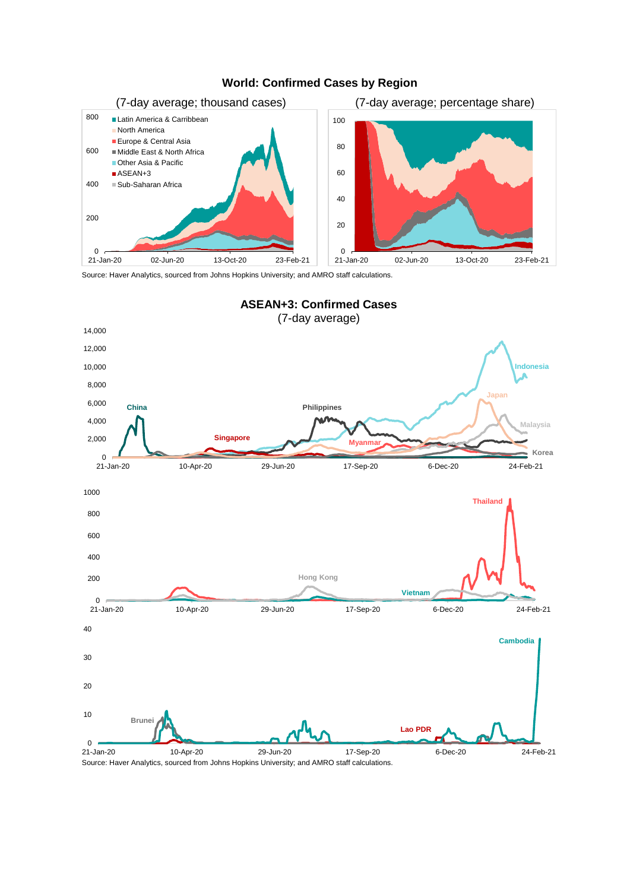**World: Confirmed Cases by Region**

(7-day average; thousand cases)

(7-day average; percentage share)

Source: Haver Analytics, sourced from Johns Hopkins University; and AMRO staff calculations.

**ASEAN+3: Confirmed Cases**

(7-day average)

Source: Haver Analytics, sourced from Johns Hopkins University; and AMRO staff calculations.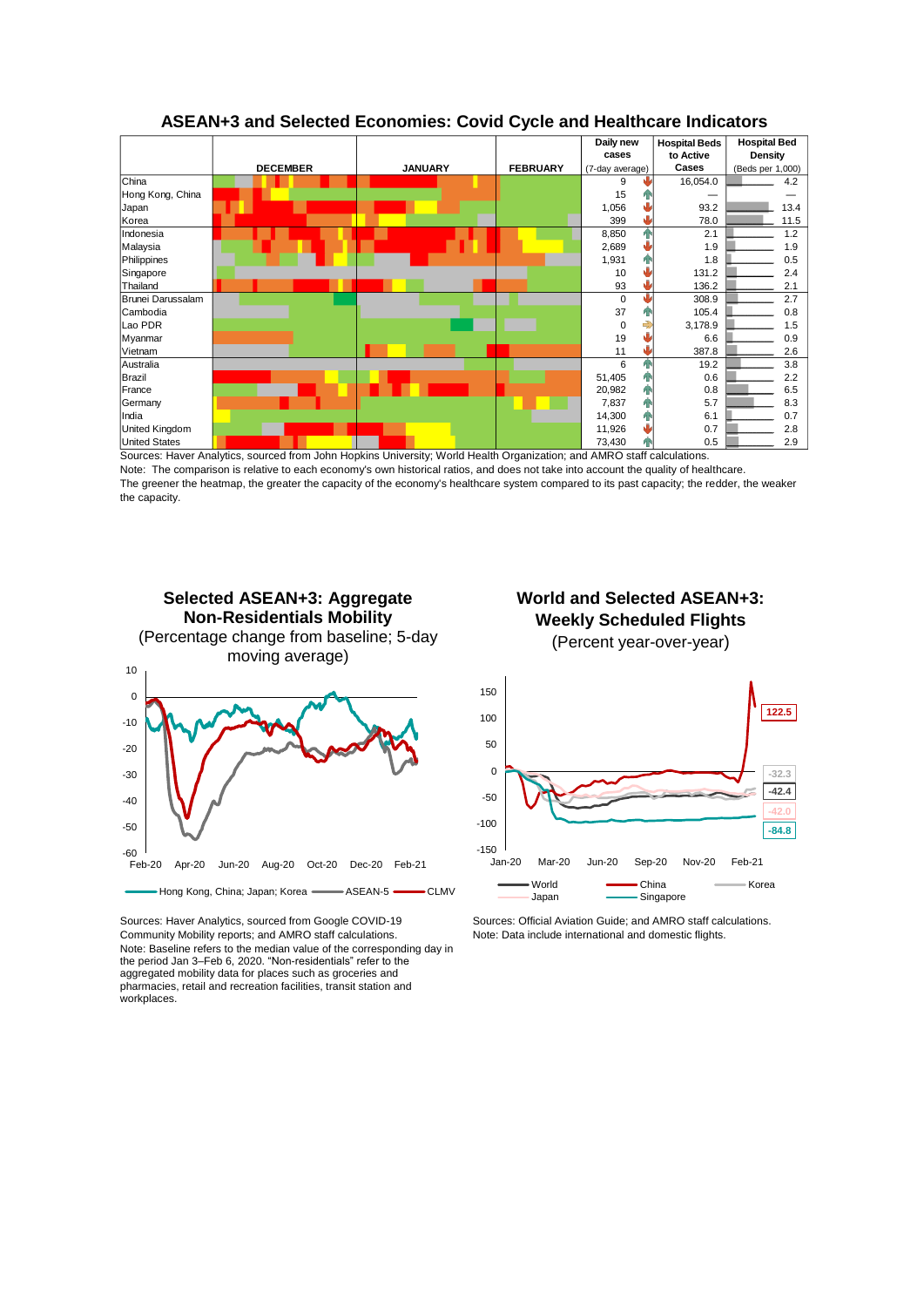## ASEAN+3 and Selected Economies: Covid Cycle and Healthcare Indicators

| | DECEMBER | JANUARY | FEBRUARY | Daily new cases (7-day average) | | Hospital Beds to Active Cases | Hospital Bed Density (Beds per 1,000) |
|---|---|---|---|---|---|---|---|
| China | | | | 9 | ↓ | 16,054.0 | 4.2 |
| Hong Kong, China | | | | 15 | ↑ | — | — |
| Japan | | | | 1,056 | ↓ | 93.2 | 13.4 |
| Korea | | | | 399 | ↓ | 78.0 | 11.5 |
| Indonesia | | | | 8,850 | ↑ | 2.1 | 1.2 |
| Malaysia | | | | 2,689 | ↓ | 1.9 | 1.9 |
| Philippines | | | | 1,931 | ↑ | 1.8 | 0.5 |
| Singapore | | | | 10 | ↓ | 131.2 | 2.4 |
| Thailand | | | | 93 | ↓ | 136.2 | 2.1 |
| Brunei Darussalam | | | | 0 | ↓ | 308.9 | 2.7 |
| Cambodia | | | | 37 | ↑ | 105.4 | 0.8 |
| Lao PDR | | | | 0 | ⇒ | 3,178.9 | 1.5 |
| Myanmar | | | | 19 | ↓ | 6.6 | 0.9 |
| Vietnam | | | | 11 | ↓ | 387.8 | 2.6 |
| Australia | | | | 6 | ↑ | 19.2 | 3.8 |
| Brazil | | | | 51,405 | ↑ | 0.6 | 2.2 |
| France | | | | 20,982 | ↑ | 0.8 | 6.5 |
| Germany | | | | 7,837 | ↑ | 5.7 | 8.3 |
| India | | | | 14,300 | ↑ | 6.1 | 0.7 |
| United Kingdom | | | | 11,926 | ↓ | 0.7 | 2.8 |
| United States | | | | 73,430 | ↑ | 0.5 | 2.9 |

Sources: Haver Analytics, sourced from John Hopkins University; World Health Organization; and AMRO staff calculations.
Note: The comparison is relative to each economy's own historical ratios, and does not take into account the quality of healthcare.
The greener the heatmap, the greater the capacity of the economy's healthcare system compared to its past capacity; the redder, the weaker the capacity.

### Selected ASEAN+3: Aggregate Non-Residentials Mobility
(Percentage change from baseline; 5-day moving average)

10
0
-10
-20
-30
-40
-50
-60
Feb-20 Apr-20 Jun-20 Aug-20 Oct-20 Dec-20 Feb-21

Hong Kong, China; Japan; Korea — ASEAN-5 — CLMV

Sources: Haver Analytics, sourced from Google COVID-19 Community Mobility reports; and AMRO staff calculations.
Note: Baseline refers to the median value of the corresponding day in the period Jan 3–Feb 6, 2020. "Non-residentials" refer to the aggregated mobility data for places such as groceries and pharmacies, retail and recreation facilities, transit station and workplaces.

### World and Selected ASEAN+3: Weekly Scheduled Flights
(Percent year-over-year)

150
100
50
0
-50
-100
-150
Jan-20 Mar-20 Jun-20 Sep-20 Nov-20 Feb-21

122.5
-32.3
-42.4
-42.0
-84.8

World — China — Korea — Japan — Singapore

Sources: Official Aviation Guide; and AMRO staff calculations.
Note: Data include international and domestic flights.